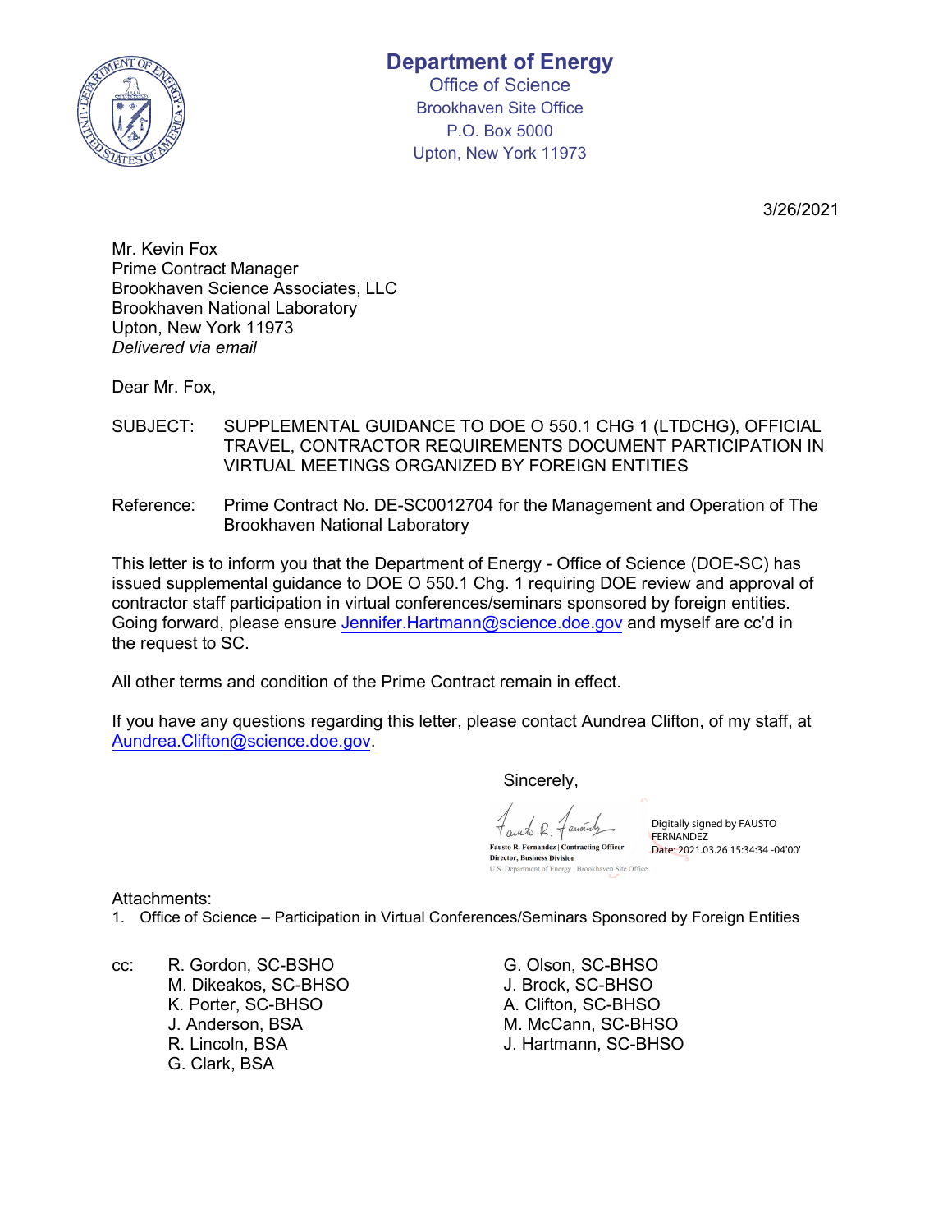# Department of Energy

Office of Science
Brookhaven Site Office
P.O. Box 5000
Upton, New York 11973

3/26/2021

Mr. Kevin Fox
Prime Contract Manager
Brookhaven Science Associates, LLC
Brookhaven National Laboratory
Upton, New York 11973
*Delivered via email*

Dear Mr. Fox,

SUBJECT: SUPPLEMENTAL GUIDANCE TO DOE O 550.1 CHG 1 (LTDCHG), OFFICIAL TRAVEL, CONTRACTOR REQUIREMENTS DOCUMENT PARTICIPATION IN VIRTUAL MEETINGS ORGANIZED BY FOREIGN ENTITIES

Reference: Prime Contract No. DE-SC0012704 for the Management and Operation of The Brookhaven National Laboratory

This letter is to inform you that the Department of Energy - Office of Science (DOE-SC) has issued supplemental guidance to DOE O 550.1 Chg. 1 requiring DOE review and approval of contractor staff participation in virtual conferences/seminars sponsored by foreign entities. Going forward, please ensure Jennifer.Hartmann@science.doe.gov and myself are cc'd in the request to SC.

All other terms and condition of the Prime Contract remain in effect.

If you have any questions regarding this letter, please contact Aundrea Clifton, of my staff, at Aundrea.Clifton@science.doe.gov.

Sincerely,

Fausto R. Fernandez | Contracting Officer
Director, Business Division
U.S. Department of Energy | Brookhaven Site Office

Digitally signed by FAUSTO FERNANDEZ
Date: 2021.03.26 15:34:34 -04'00'

Attachments:
1. Office of Science – Participation in Virtual Conferences/Seminars Sponsored by Foreign Entities

cc: R. Gordon, SC-BSHO
M. Dikeakos, SC-BHSO
K. Porter, SC-BHSO
J. Anderson, BSA
R. Lincoln, BSA
G. Clark, BSA
G. Olson, SC-BHSO
J. Brock, SC-BHSO
A. Clifton, SC-BHSO
M. McCann, SC-BHSO
J. Hartmann, SC-BHSO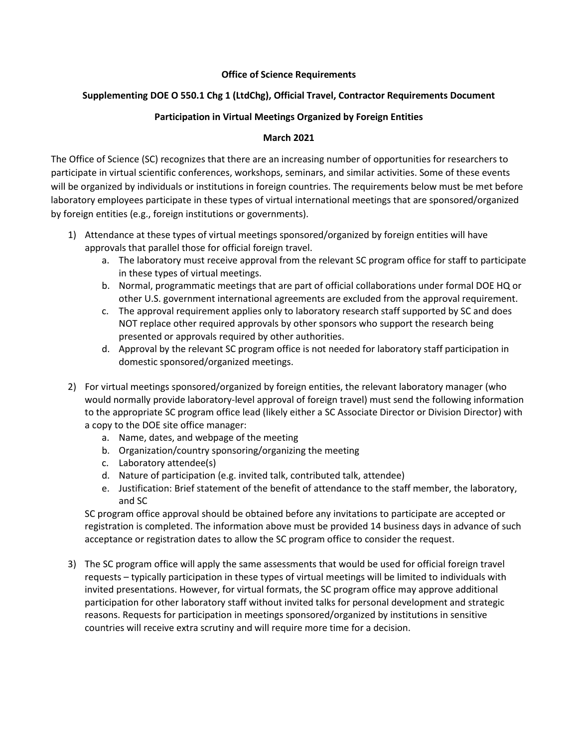**Office of Science Requirements**

**Supplementing DOE O 550.1 Chg 1 (LtdChg), Official Travel, Contractor Requirements Document**

**Participation in Virtual Meetings Organized by Foreign Entities**

**March 2021**

The Office of Science (SC) recognizes that there are an increasing number of opportunities for researchers to participate in virtual scientific conferences, workshops, seminars, and similar activities. Some of these events will be organized by individuals or institutions in foreign countries. The requirements below must be met before laboratory employees participate in these types of virtual international meetings that are sponsored/organized by foreign entities (e.g., foreign institutions or governments).

1) Attendance at these types of virtual meetings sponsored/organized by foreign entities will have approvals that parallel those for official foreign travel.
    a. The laboratory must receive approval from the relevant SC program office for staff to participate in these types of virtual meetings.
    b. Normal, programmatic meetings that are part of official collaborations under formal DOE HQ or other U.S. government international agreements are excluded from the approval requirement.
    c. The approval requirement applies only to laboratory research staff supported by SC and does NOT replace other required approvals by other sponsors who support the research being presented or approvals required by other authorities.
    d. Approval by the relevant SC program office is not needed for laboratory staff participation in domestic sponsored/organized meetings.

2) For virtual meetings sponsored/organized by foreign entities, the relevant laboratory manager (who would normally provide laboratory-level approval of foreign travel) must send the following information to the appropriate SC program office lead (likely either a SC Associate Director or Division Director) with a copy to the DOE site office manager:
    a. Name, dates, and webpage of the meeting
    b. Organization/country sponsoring/organizing the meeting
    c. Laboratory attendee(s)
    d. Nature of participation (e.g. invited talk, contributed talk, attendee)
    e. Justification: Brief statement of the benefit of attendance to the staff member, the laboratory, and SC

    SC program office approval should be obtained before any invitations to participate are accepted or registration is completed. The information above must be provided 14 business days in advance of such acceptance or registration dates to allow the SC program office to consider the request.

3) The SC program office will apply the same assessments that would be used for official foreign travel requests – typically participation in these types of virtual meetings will be limited to individuals with invited presentations. However, for virtual formats, the SC program office may approve additional participation for other laboratory staff without invited talks for personal development and strategic reasons. Requests for participation in meetings sponsored/organized by institutions in sensitive countries will receive extra scrutiny and will require more time for a decision.